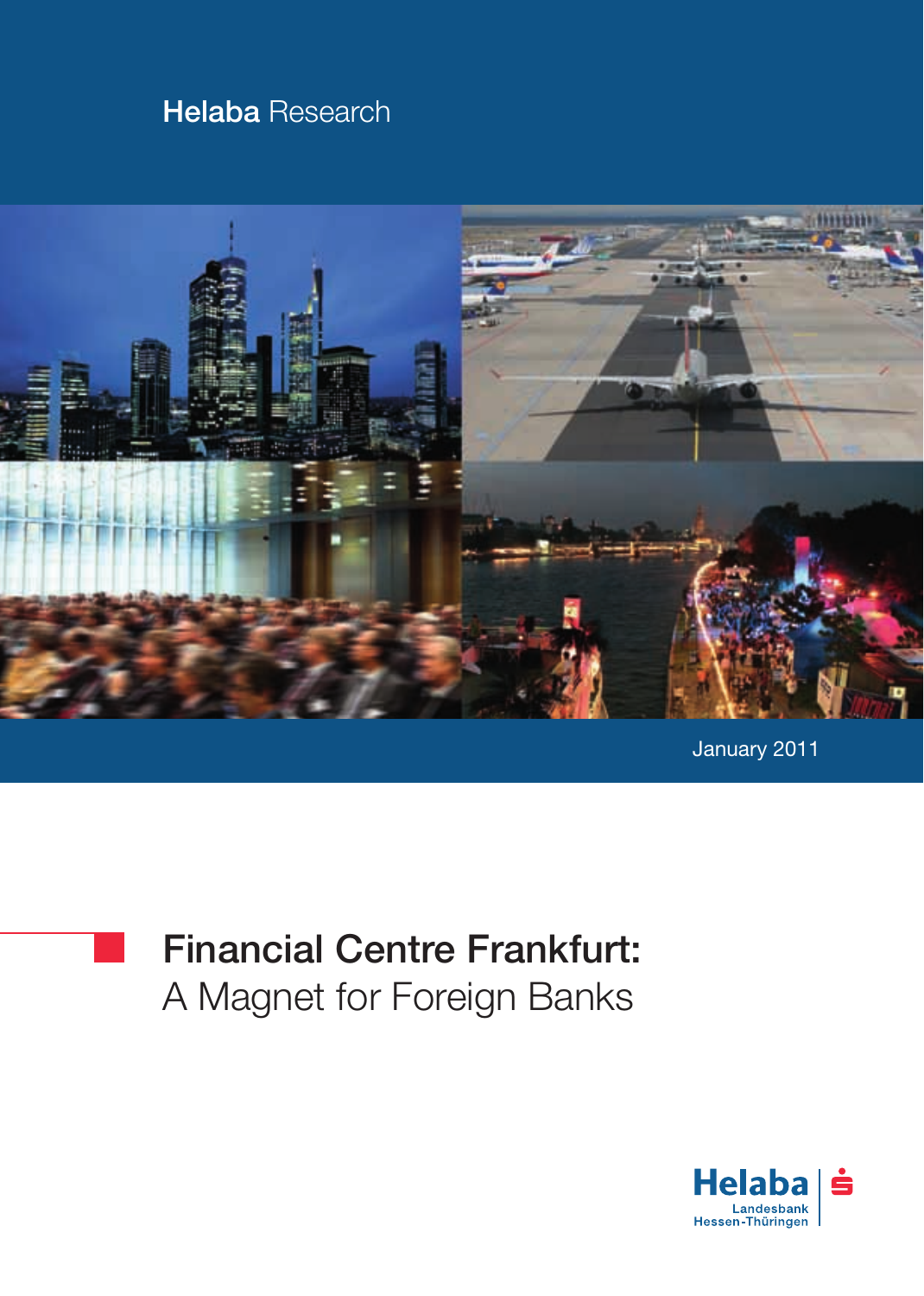Helaba Research

January 2011

# Financial Centre Frankfurt:
A Magnet for Foreign Banks

Helaba
Landesbank
Hessen-Thüringen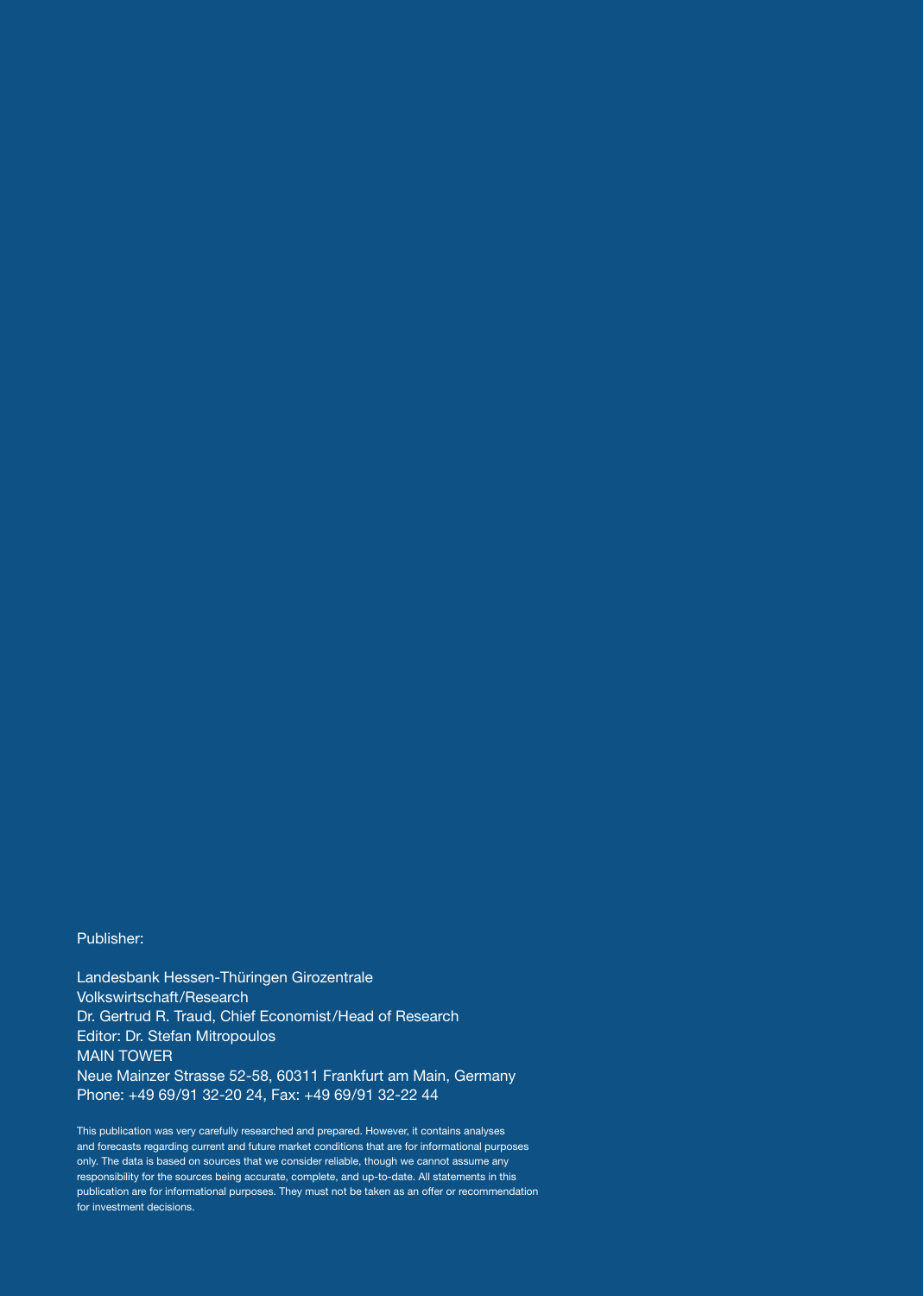Publisher:

Landesbank Hessen-Thüringen Girozentrale
Volkswirtschaft/Research
Dr. Gertrud R. Traud, Chief Economist/Head of Research
Editor: Dr. Stefan Mitropoulos
MAIN TOWER
Neue Mainzer Strasse 52-58, 60311 Frankfurt am Main, Germany
Phone: +49 69/91 32-20 24, Fax: +49 69/91 32-22 44

This publication was very carefully researched and prepared. However, it contains analyses and forecasts regarding current and future market conditions that are for informational purposes only. The data is based on sources that we consider reliable, though we cannot assume any responsibility for the sources being accurate, complete, and up-to-date. All statements in this publication are for informational purposes. They must not be taken as an offer or recommendation for investment decisions.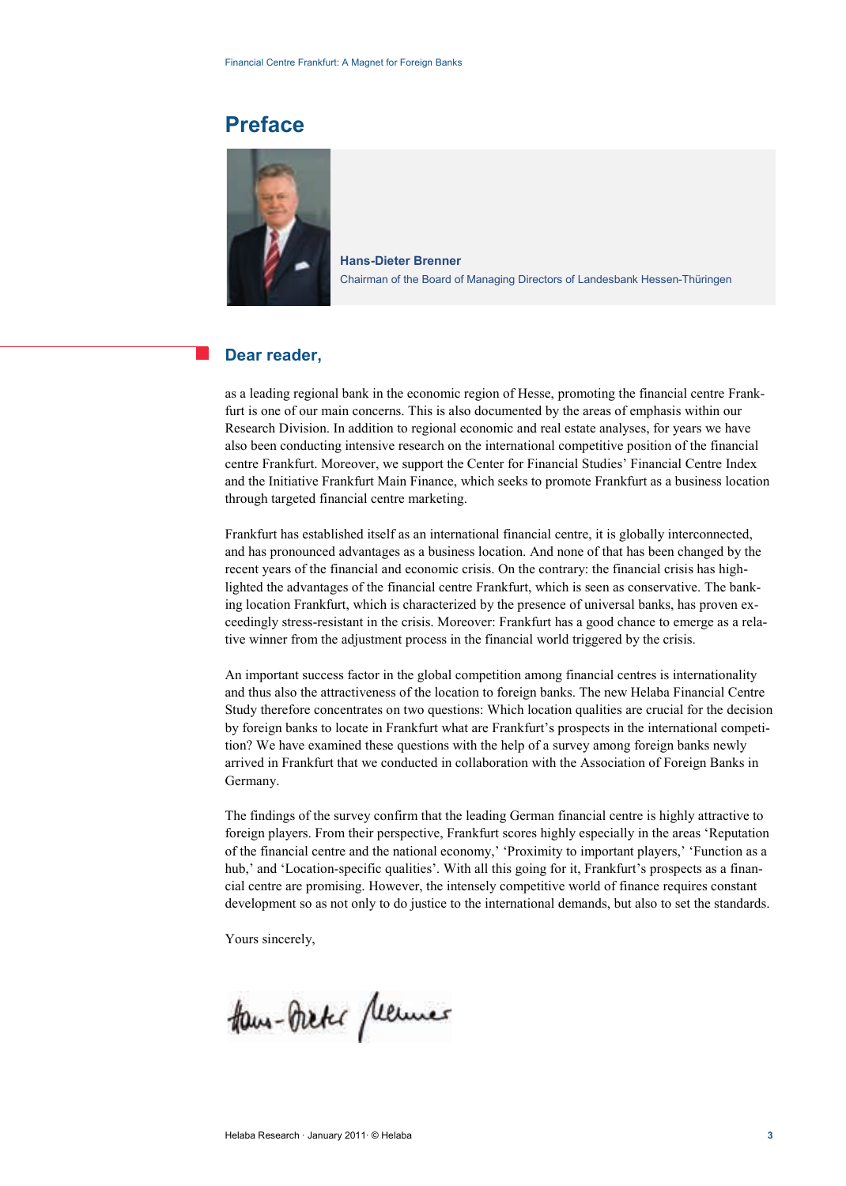# Preface

**Hans-Dieter Brenner**

Chairman of the Board of Managing Directors of Landesbank Hessen-Thüringen

## Dear reader,

as a leading regional bank in the economic region of Hesse, promoting the financial centre Frankfurt is one of our main concerns. This is also documented by the areas of emphasis within our Research Division. In addition to regional economic and real estate analyses, for years we have also been conducting intensive research on the international competitive position of the financial centre Frankfurt. Moreover, we support the Center for Financial Studies' Financial Centre Index and the Initiative Frankfurt Main Finance, which seeks to promote Frankfurt as a business location through targeted financial centre marketing.

Frankfurt has established itself as an international financial centre, it is globally interconnected, and has pronounced advantages as a business location. And none of that has been changed by the recent years of the financial and economic crisis. On the contrary: the financial crisis has highlighted the advantages of the financial centre Frankfurt, which is seen as conservative. The banking location Frankfurt, which is characterized by the presence of universal banks, has proven exceedingly stress-resistant in the crisis. Moreover: Frankfurt has a good chance to emerge as a relative winner from the adjustment process in the financial world triggered by the crisis.

An important success factor in the global competition among financial centres is internationality and thus also the attractiveness of the location to foreign banks. The new Helaba Financial Centre Study therefore concentrates on two questions: Which location qualities are crucial for the decision by foreign banks to locate in Frankfurt what are Frankfurt's prospects in the international competition? We have examined these questions with the help of a survey among foreign banks newly arrived in Frankfurt that we conducted in collaboration with the Association of Foreign Banks in Germany.

The findings of the survey confirm that the leading German financial centre is highly attractive to foreign players. From their perspective, Frankfurt scores highly especially in the areas 'Reputation of the financial centre and the national economy,' 'Proximity to important players,' 'Function as a hub,' and 'Location-specific qualities'. With all this going for it, Frankfurt's prospects as a financial centre are promising. However, the intensely competitive world of finance requires constant development so as not only to do justice to the international demands, but also to set the standards.

Yours sincerely,

Hans-Dieter Brenner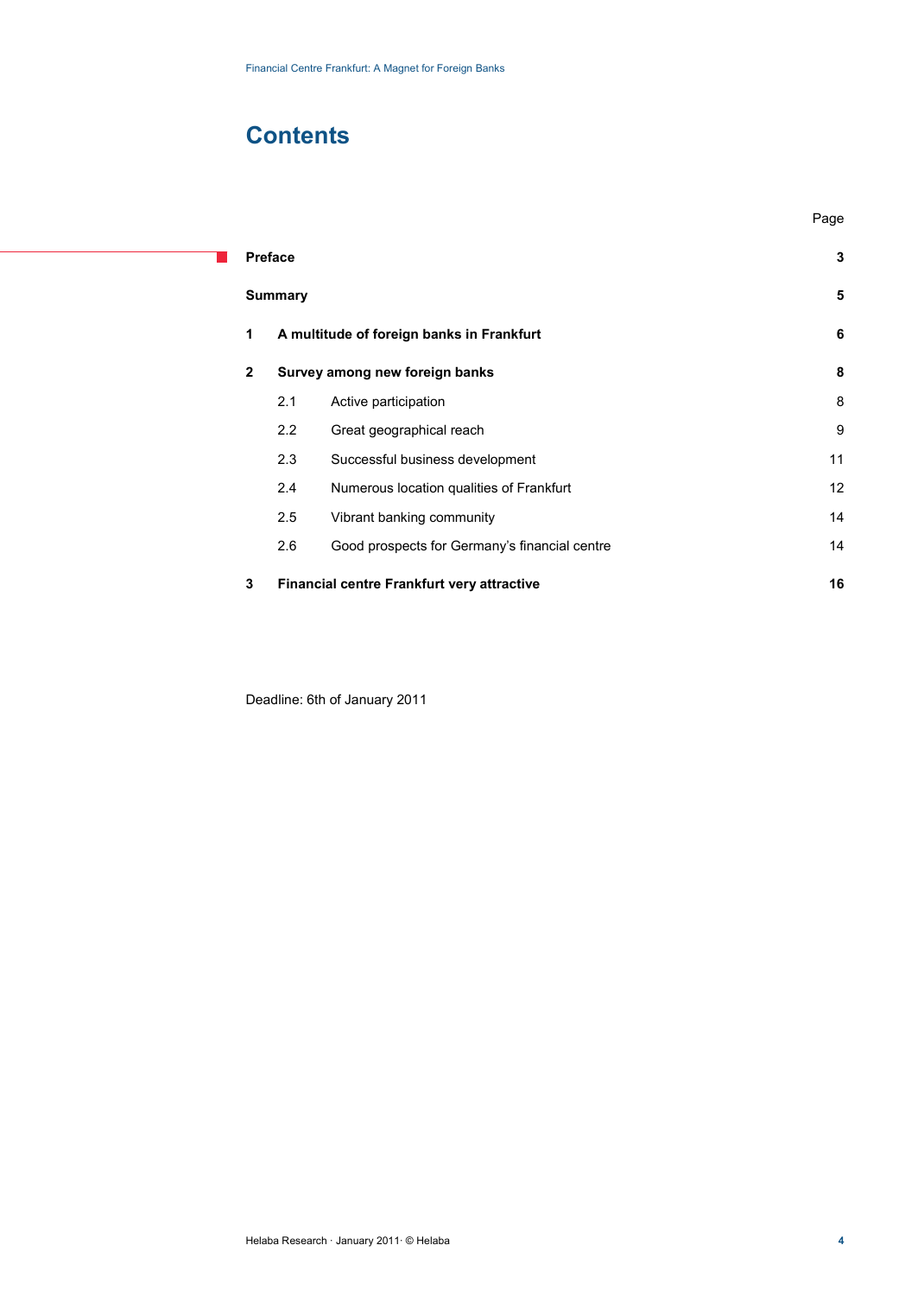# Contents

| | | Page |
|---|---|---|
| **Preface** | | **3** |
| **Summary** | | **5** |
| **1** | **A multitude of foreign banks in Frankfurt** | **6** |
| **2** | **Survey among new foreign banks** | **8** |
| 2.1 | Active participation | 8 |
| 2.2 | Great geographical reach | 9 |
| 2.3 | Successful business development | 11 |
| 2.4 | Numerous location qualities of Frankfurt | 12 |
| 2.5 | Vibrant banking community | 14 |
| 2.6 | Good prospects for Germany's financial centre | 14 |
| **3** | **Financial centre Frankfurt very attractive** | **16** |

Deadline: 6th of January 2011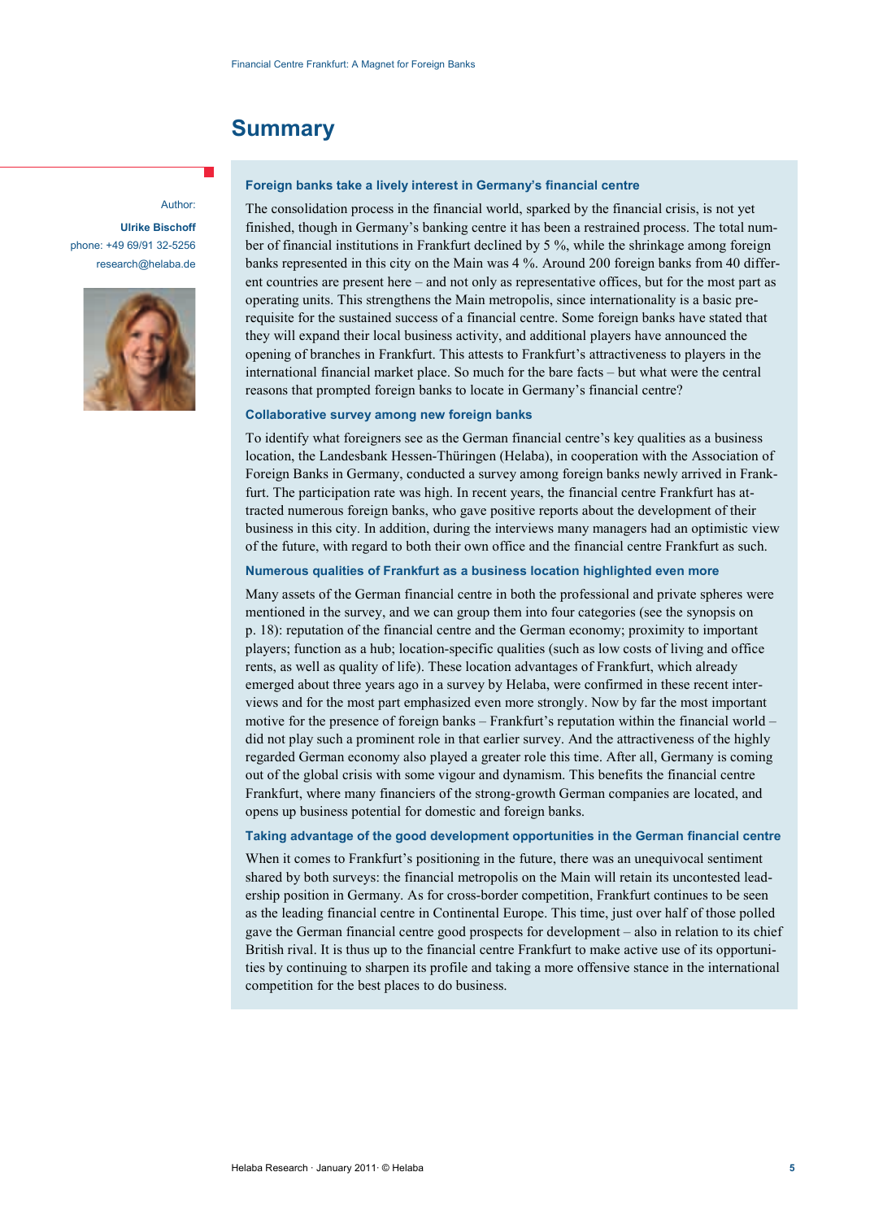# Summary

Author:

**Ulrike Bischoff**
phone: +49 69/91 32-5256
research@helaba.de

### Foreign banks take a lively interest in Germany's financial centre

The consolidation process in the financial world, sparked by the financial crisis, is not yet finished, though in Germany's banking centre it has been a restrained process. The total number of financial institutions in Frankfurt declined by 5 %, while the shrinkage among foreign banks represented in this city on the Main was 4 %. Around 200 foreign banks from 40 different countries are present here – and not only as representative offices, but for the most part as operating units. This strengthens the Main metropolis, since internationality is a basic prerequisite for the sustained success of a financial centre. Some foreign banks have stated that they will expand their local business activity, and additional players have announced the opening of branches in Frankfurt. This attests to Frankfurt's attractiveness to players in the international financial market place. So much for the bare facts – but what were the central reasons that prompted foreign banks to locate in Germany's financial centre?

### Collaborative survey among new foreign banks

To identify what foreigners see as the German financial centre's key qualities as a business location, the Landesbank Hessen-Thüringen (Helaba), in cooperation with the Association of Foreign Banks in Germany, conducted a survey among foreign banks newly arrived in Frankfurt. The participation rate was high. In recent years, the financial centre Frankfurt has attracted numerous foreign banks, who gave positive reports about the development of their business in this city. In addition, during the interviews many managers had an optimistic view of the future, with regard to both their own office and the financial centre Frankfurt as such.

### Numerous qualities of Frankfurt as a business location highlighted even more

Many assets of the German financial centre in both the professional and private spheres were mentioned in the survey, and we can group them into four categories (see the synopsis on p. 18): reputation of the financial centre and the German economy; proximity to important players; function as a hub; location-specific qualities (such as low costs of living and office rents, as well as quality of life). These location advantages of Frankfurt, which already emerged about three years ago in a survey by Helaba, were confirmed in these recent interviews and for the most part emphasized even more strongly. Now by far the most important motive for the presence of foreign banks – Frankfurt's reputation within the financial world – did not play such a prominent role in that earlier survey. And the attractiveness of the highly regarded German economy also played a greater role this time. After all, Germany is coming out of the global crisis with some vigour and dynamism. This benefits the financial centre Frankfurt, where many financiers of the strong-growth German companies are located, and opens up business potential for domestic and foreign banks.

### Taking advantage of the good development opportunities in the German financial centre

When it comes to Frankfurt's positioning in the future, there was an unequivocal sentiment shared by both surveys: the financial metropolis on the Main will retain its uncontested leadership position in Germany. As for cross-border competition, Frankfurt continues to be seen as the leading financial centre in Continental Europe. This time, just over half of those polled gave the German financial centre good prospects for development – also in relation to its chief British rival. It is thus up to the financial centre Frankfurt to make active use of its opportunities by continuing to sharpen its profile and taking a more offensive stance in the international competition for the best places to do business.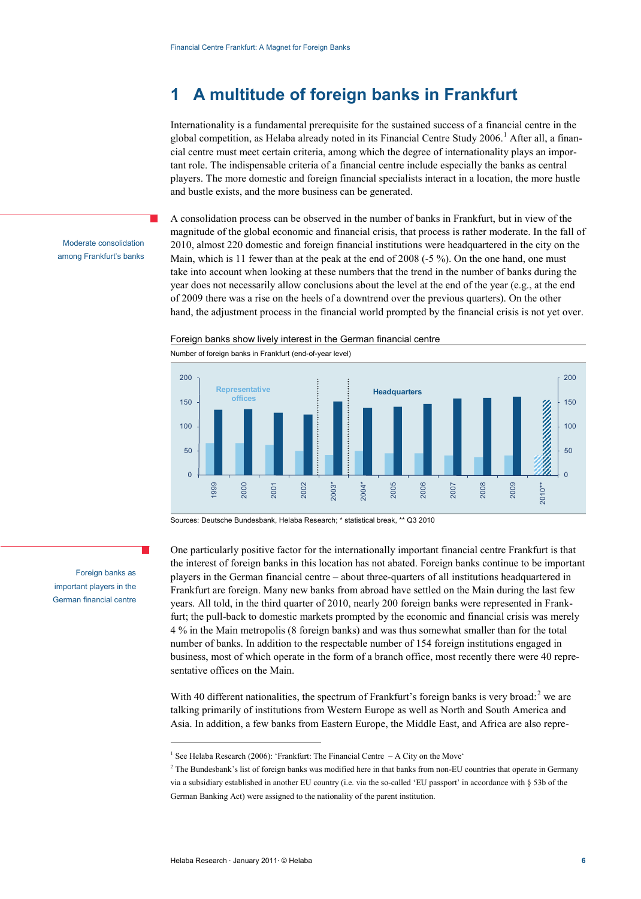# 1 A multitude of foreign banks in Frankfurt

Internationality is a fundamental prerequisite for the sustained success of a financial centre in the global competition, as Helaba already noted in its Financial Centre Study 2006.[1] After all, a financial centre must meet certain criteria, among which the degree of internationality plays an important role. The indispensable criteria of a financial centre include especially the banks as central players. The more domestic and foreign financial specialists interact in a location, the more hustle and bustle exists, and the more business can be generated.

Moderate consolidation among Frankfurt's banks

A consolidation process can be observed in the number of banks in Frankfurt, but in view of the magnitude of the global economic and financial crisis, that process is rather moderate. In the fall of 2010, almost 220 domestic and foreign financial institutions were headquartered in the city on the Main, which is 11 fewer than at the peak at the end of 2008 (-5 %). On the one hand, one must take into account when looking at these numbers that the trend in the number of banks during the year does not necessarily allow conclusions about the level at the end of the year (e.g., at the end of 2009 there was a rise on the heels of a downtrend over the previous quarters). On the other hand, the adjustment process in the financial world prompted by the financial crisis is not yet over.

Foreign banks show lively interest in the German financial centre

Number of foreign banks in Frankfurt (end-of-year level)

Sources: Deutsche Bundesbank, Helaba Research; * statistical break, ** Q3 2010

Foreign banks as important players in the German financial centre

One particularly positive factor for the internationally important financial centre Frankfurt is that the interest of foreign banks in this location has not abated. Foreign banks continue to be important players in the German financial centre – about three-quarters of all institutions headquartered in Frankfurt are foreign. Many new banks from abroad have settled on the Main during the last few years. All told, in the third quarter of 2010, nearly 200 foreign banks were represented in Frankfurt; the pull-back to domestic markets prompted by the economic and financial crisis was merely 4 % in the Main metropolis (8 foreign banks) and was thus somewhat smaller than for the total number of banks. In addition to the respectable number of 154 foreign institutions engaged in business, most of which operate in the form of a branch office, most recently there were 40 representative offices on the Main.

With 40 different nationalities, the spectrum of Frankfurt's foreign banks is very broad:[2] we are talking primarily of institutions from Western Europe as well as North and South America and Asia. In addition, a few banks from Eastern Europe, the Middle East, and Africa are also repre-

[1] See Helaba Research (2006): 'Frankfurt: The Financial Centre – A City on the Move'

[2] The Bundesbank's list of foreign banks was modified here in that banks from non-EU countries that operate in Germany via a subsidiary established in another EU country (i.e. via the so-called 'EU passport' in accordance with § 53b of the German Banking Act) were assigned to the nationality of the parent institution.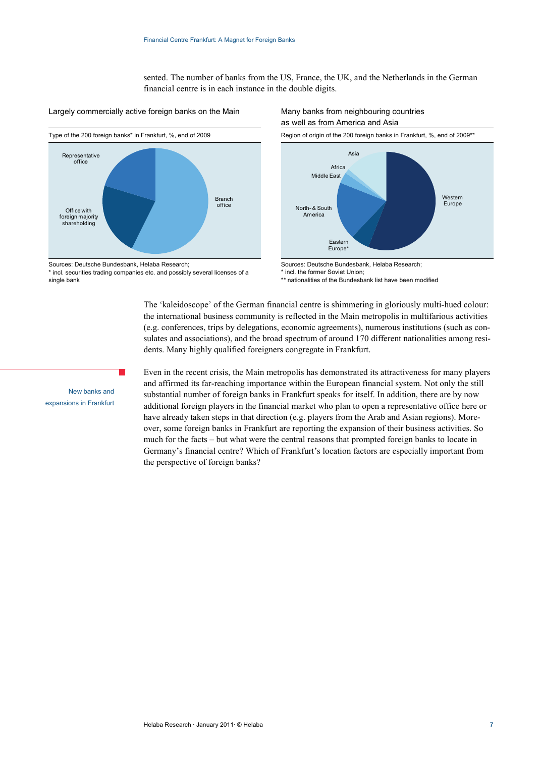sented. The number of banks from the US, France, the UK, and the Netherlands in the German financial centre is in each instance in the double digits.

**Largely commercially active foreign banks on the Main**

Type of the 200 foreign banks* in Frankfurt, %, end of 2009

Representative office

Office with foreign majority shareholding

Branch office

Sources: Deutsche Bundesbank, Helaba Research;
* incl. securities trading companies etc. and possibly several licenses of a single bank

**Many banks from neighbouring countries as well as from America and Asia**

Region of origin of the 200 foreign banks in Frankfurt, %, end of 2009**

Asia

Africa

Middle East

North- & South America

Eastern Europe*

Western Europe

Sources: Deutsche Bundesbank, Helaba Research;
* incl. the former Soviet Union;
** nationalities of the Bundesbank list have been modified

The 'kaleidoscope' of the German financial centre is shimmering in gloriously multi-hued colour: the international business community is reflected in the Main metropolis in multifarious activities (e.g. conferences, trips by delegations, economic agreements), numerous institutions (such as consulates and associations), and the broad spectrum of around 170 different nationalities among residents. Many highly qualified foreigners congregate in Frankfurt.

New banks and expansions in Frankfurt

Even in the recent crisis, the Main metropolis has demonstrated its attractiveness for many players and affirmed its far-reaching importance within the European financial system. Not only the still substantial number of foreign banks in Frankfurt speaks for itself. In addition, there are by now additional foreign players in the financial market who plan to open a representative office here or have already taken steps in that direction (e.g. players from the Arab and Asian regions). Moreover, some foreign banks in Frankfurt are reporting the expansion of their business activities. So much for the facts – but what were the central reasons that prompted foreign banks to locate in Germany's financial centre? Which of Frankfurt's location factors are especially important from the perspective of foreign banks?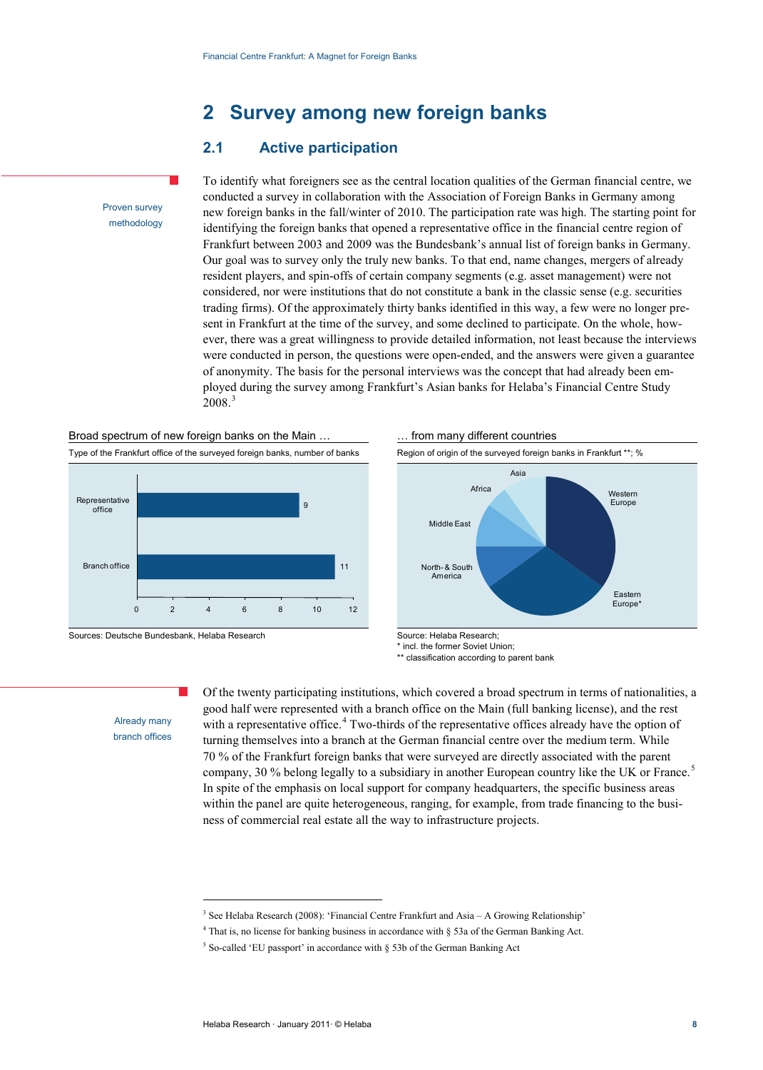# 2 Survey among new foreign banks

## 2.1 Active participation

Proven survey methodology

To identify what foreigners see as the central location qualities of the German financial centre, we conducted a survey in collaboration with the Association of Foreign Banks in Germany among new foreign banks in the fall/winter of 2010. The participation rate was high. The starting point for identifying the foreign banks that opened a representative office in the financial centre region of Frankfurt between 2003 and 2009 was the Bundesbank's annual list of foreign banks in Germany. Our goal was to survey only the truly new banks. To that end, name changes, mergers of already resident players, and spin-offs of certain company segments (e.g. asset management) were not considered, nor were institutions that do not constitute a bank in the classic sense (e.g. securities trading firms). Of the approximately thirty banks identified in this way, a few were no longer present in Frankfurt at the time of the survey, and some declined to participate. On the whole, however, there was a great willingness to provide detailed information, not least because the interviews were conducted in person, the questions were open-ended, and the answers were given a guarantee of anonymity. The basis for the personal interviews was the concept that had already been employed during the survey among Frankfurt's Asian banks for Helaba's Financial Centre Study 2008.[3]

**Broad spectrum of new foreign banks on the Main …**

Type of the Frankfurt office of the surveyed foreign banks, number of banks

| Type | Number of banks |
|---|---|
| Representative office | 9 |
| Branch office | 11 |

Sources: Deutsche Bundesbank, Helaba Research

**… from many different countries**

Region of origin of the surveyed foreign banks in Frankfurt **; %

Western Europe, Eastern Europe*, North- & South America, Middle East, Africa, Asia

Source: Helaba Research;
* incl. the former Soviet Union;
** classification according to parent bank

Already many branch offices

Of the twenty participating institutions, which covered a broad spectrum in terms of nationalities, a good half were represented with a branch office on the Main (full banking license), and the rest with a representative office.[4] Two-thirds of the representative offices already have the option of turning themselves into a branch at the German financial centre over the medium term. While 70 % of the Frankfurt foreign banks that were surveyed are directly associated with the parent company, 30 % belong legally to a subsidiary in another European country like the UK or France.[5] In spite of the emphasis on local support for company headquarters, the specific business areas within the panel are quite heterogeneous, ranging, for example, from trade financing to the business of commercial real estate all the way to infrastructure projects.

---

[3] See Helaba Research (2008): 'Financial Centre Frankfurt and Asia – A Growing Relationship'

[4] That is, no license for banking business in accordance with § 53a of the German Banking Act.

[5] So-called 'EU passport' in accordance with § 53b of the German Banking Act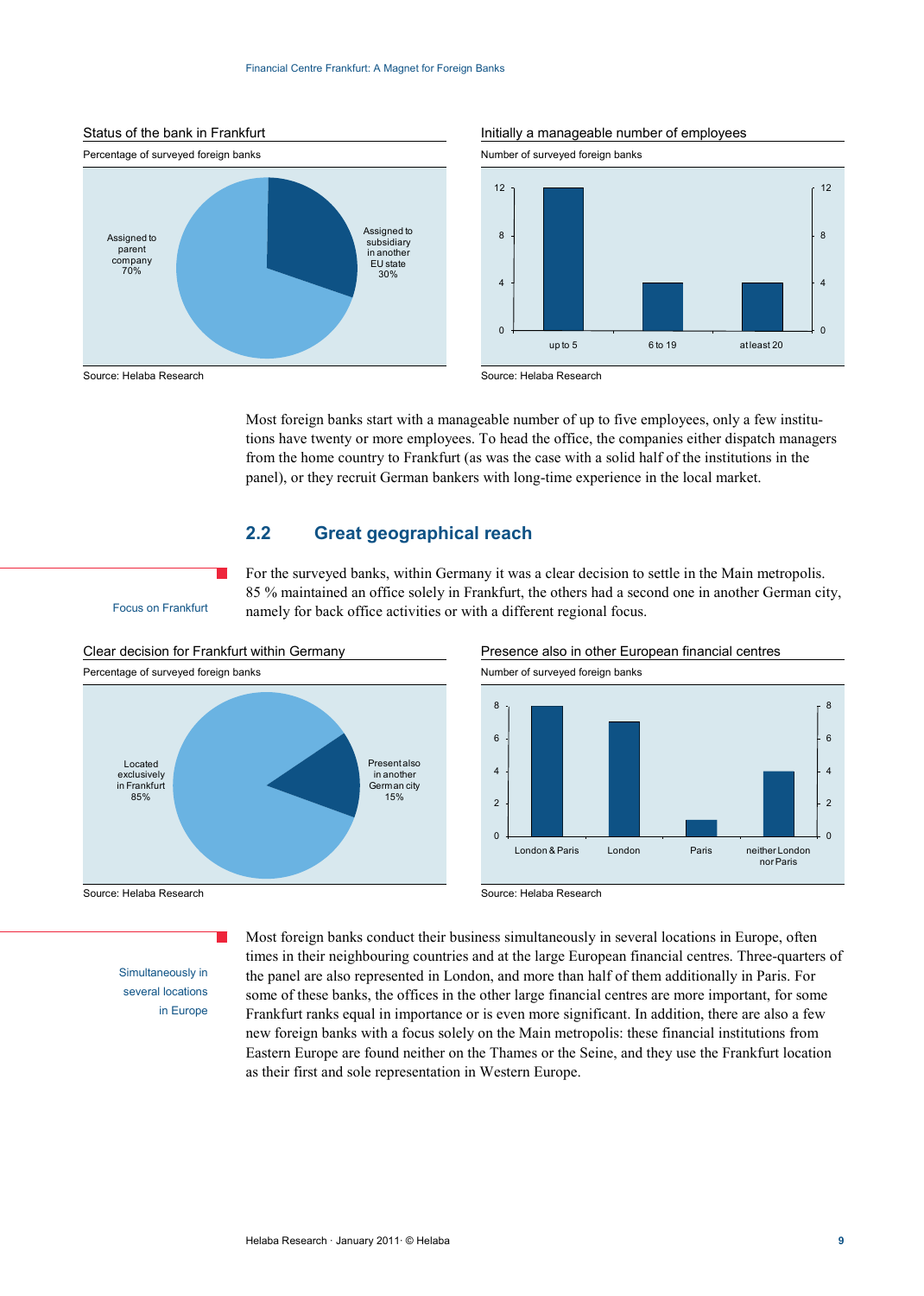**Status of the bank in Frankfurt**

Percentage of surveyed foreign banks

| Status | Share |
|---|---|
| Assigned to parent company | 70% |
| Assigned to subsidiary in another EU state | 30% |

Source: Helaba Research

**Initially a manageable number of employees**

Number of surveyed foreign banks

| Employees | Number of banks |
|---|---|
| up to 5 | 12 |
| 6 to 19 | 4 |
| at least 20 | 4 |

Source: Helaba Research

Most foreign banks start with a manageable number of up to five employees, only a few institutions have twenty or more employees. To head the office, the companies either dispatch managers from the home country to Frankfurt (as was the case with a solid half of the institutions in the panel), or they recruit German bankers with long-time experience in the local market.

## 2.2 Great geographical reach

*Focus on Frankfurt*

For the surveyed banks, within Germany it was a clear decision to settle in the Main metropolis. 85 % maintained an office solely in Frankfurt, the others had a second one in another German city, namely for back office activities or with a different regional focus.

**Clear decision for Frankfurt within Germany**

Percentage of surveyed foreign banks

| Location | Share |
|---|---|
| Located exclusively in Frankfurt | 85% |
| Present also in another German city | 15% |

Source: Helaba Research

**Presence also in other European financial centres**

Number of surveyed foreign banks

| Presence | Number of banks |
|---|---|
| London & Paris | 8 |
| London | 7 |
| Paris | 1 |
| neither London nor Paris | 4 |

Source: Helaba Research

*Simultaneously in several locations in Europe*

Most foreign banks conduct their business simultaneously in several locations in Europe, often times in their neighbouring countries and at the large European financial centres. Three-quarters of the panel are also represented in London, and more than half of them additionally in Paris. For some of these banks, the offices in the other large financial centres are more important, for some Frankfurt ranks equal in importance or is even more significant. In addition, there are also a few new foreign banks with a focus solely on the Main metropolis: these financial institutions from Eastern Europe are found neither on the Thames or the Seine, and they use the Frankfurt location as their first and sole representation in Western Europe.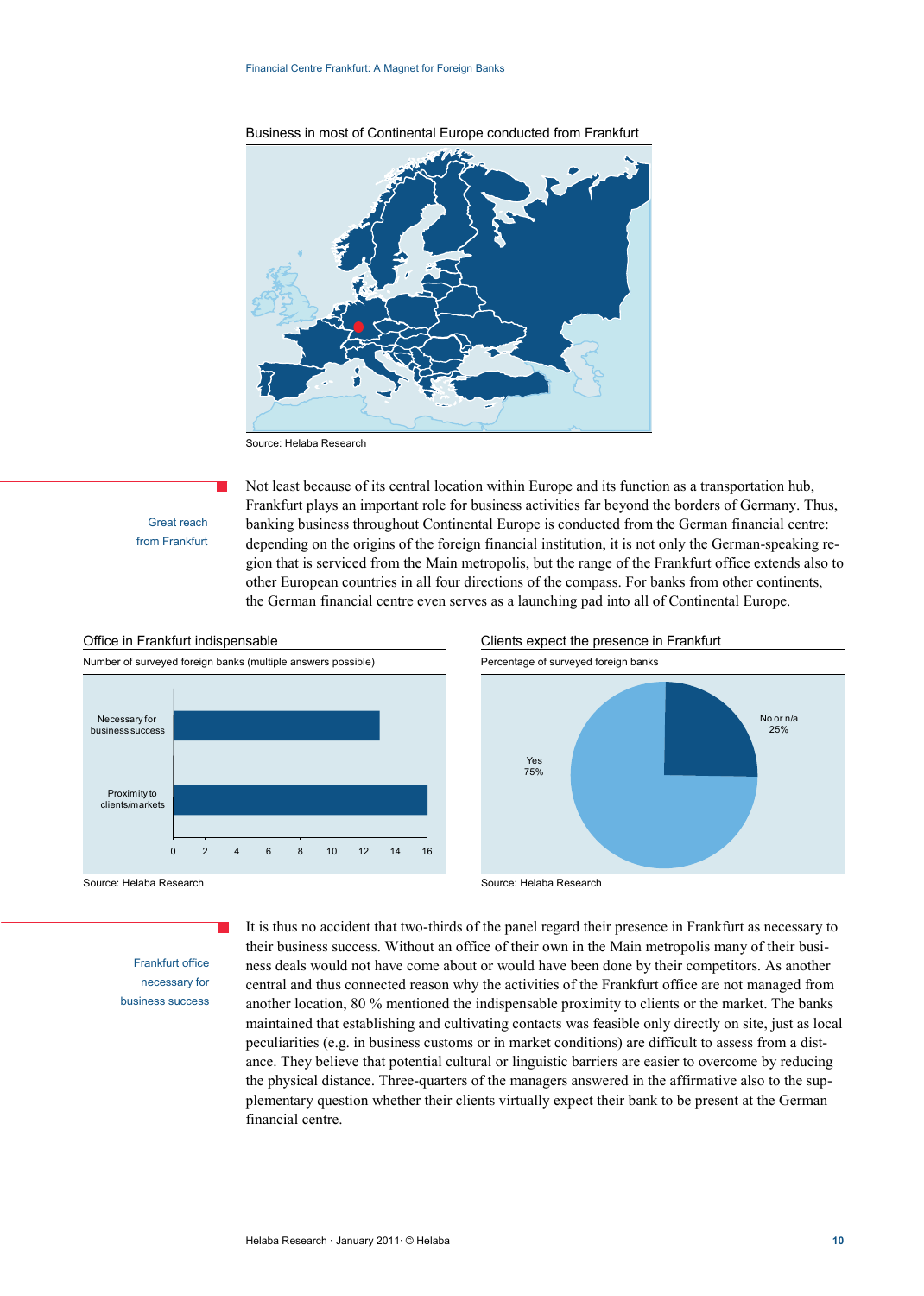Business in most of Continental Europe conducted from Frankfurt

Source: Helaba Research

**Great reach from Frankfurt**

Not least because of its central location within Europe and its function as a transportation hub, Frankfurt plays an important role for business activities far beyond the borders of Germany. Thus, banking business throughout Continental Europe is conducted from the German financial centre: depending on the origins of the foreign financial institution, it is not only the German-speaking region that is serviced from the Main metropolis, but the range of the Frankfurt office extends also to other European countries in all four directions of the compass. For banks from other continents, the German financial centre even serves as a launching pad into all of Continental Europe.

Office in Frankfurt indispensable

Number of surveyed foreign banks (multiple answers possible)

Source: Helaba Research

Clients expect the presence in Frankfurt

Percentage of surveyed foreign banks

Source: Helaba Research

**Frankfurt office necessary for business success**

It is thus no accident that two-thirds of the panel regard their presence in Frankfurt as necessary to their business success. Without an office of their own in the Main metropolis many of their business deals would not have come about or would have been done by their competitors. As another central and thus connected reason why the activities of the Frankfurt office are not managed from another location, 80 % mentioned the indispensable proximity to clients or the market. The banks maintained that establishing and cultivating contacts was feasible only directly on site, just as local peculiarities (e.g. in business customs or in market conditions) are difficult to assess from a distance. They believe that potential cultural or linguistic barriers are easier to overcome by reducing the physical distance. Three-quarters of the managers answered in the affirmative also to the supplementary question whether their clients virtually expect their bank to be present at the German financial centre.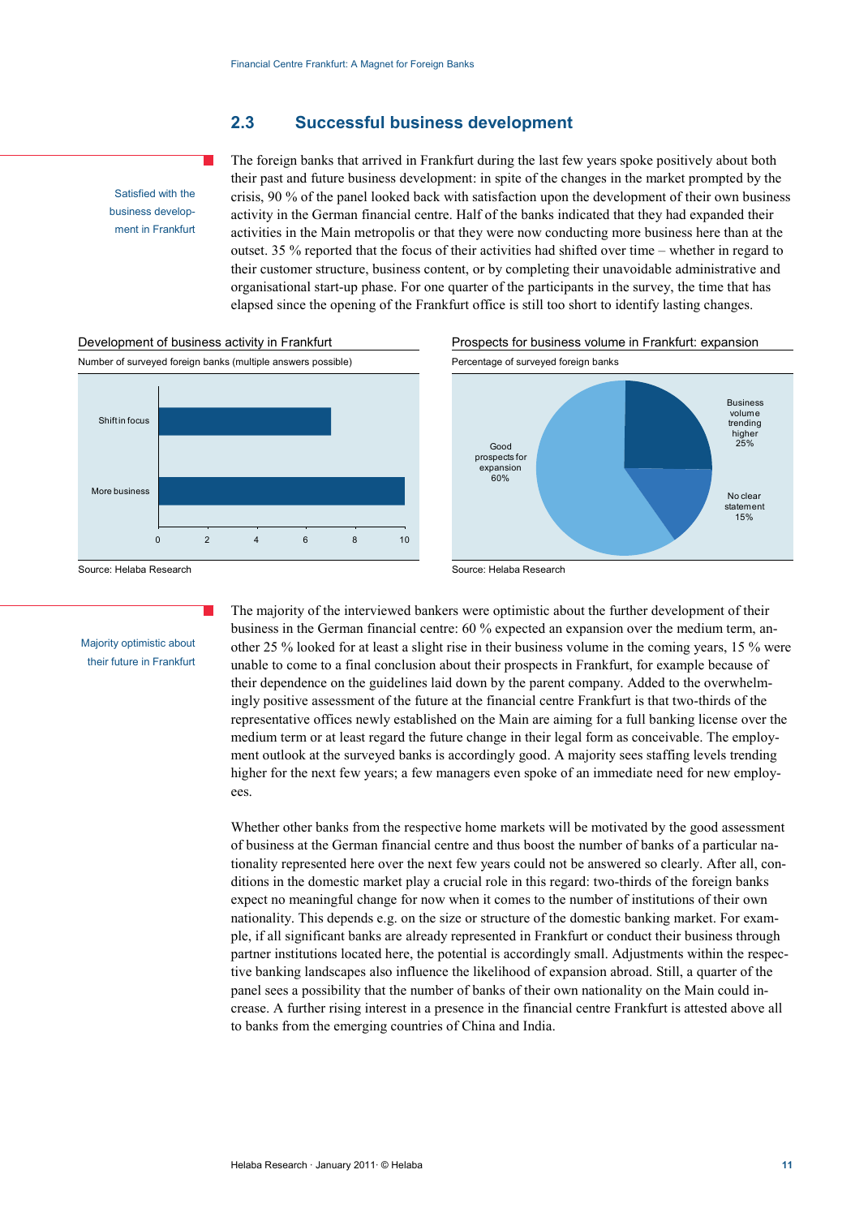## 2.3 Successful business development

Satisfied with the business development in Frankfurt

The foreign banks that arrived in Frankfurt during the last few years spoke positively about both their past and future business development: in spite of the changes in the market prompted by the crisis, 90 % of the panel looked back with satisfaction upon the development of their own business activity in the German financial centre. Half of the banks indicated that they had expanded their activities in the Main metropolis or that they were now conducting more business here than at the outset. 35 % reported that the focus of their activities had shifted over time – whether in regard to their customer structure, business content, or by completing their unavoidable administrative and organisational start-up phase. For one quarter of the participants in the survey, the time that has elapsed since the opening of the Frankfurt office is still too short to identify lasting changes.

**Development of business activity in Frankfurt**

Number of surveyed foreign banks (multiple answers possible)

| | Number of banks |
|---|---|
| Shift in focus | 7 |
| More business | 10 |

Source: Helaba Research

**Prospects for business volume in Frankfurt: expansion**

Percentage of surveyed foreign banks

| | % |
|---|---|
| Good prospects for expansion | 60% |
| Business volume trending higher | 25% |
| No clear statement | 15% |

Source: Helaba Research

Majority optimistic about their future in Frankfurt

The majority of the interviewed bankers were optimistic about the further development of their business in the German financial centre: 60 % expected an expansion over the medium term, another 25 % looked for at least a slight rise in their business volume in the coming years, 15 % were unable to come to a final conclusion about their prospects in Frankfurt, for example because of their dependence on the guidelines laid down by the parent company. Added to the overwhelmingly positive assessment of the future at the financial centre Frankfurt is that two-thirds of the representative offices newly established on the Main are aiming for a full banking license over the medium term or at least regard the future change in their legal form as conceivable. The employment outlook at the surveyed banks is accordingly good. A majority sees staffing levels trending higher for the next few years; a few managers even spoke of an immediate need for new employees.

Whether other banks from the respective home markets will be motivated by the good assessment of business at the German financial centre and thus boost the number of banks of a particular nationality represented here over the next few years could not be answered so clearly. After all, conditions in the domestic market play a crucial role in this regard: two-thirds of the foreign banks expect no meaningful change for now when it comes to the number of institutions of their own nationality. This depends e.g. on the size or structure of the domestic banking market. For example, if all significant banks are already represented in Frankfurt or conduct their business through partner institutions located here, the potential is accordingly small. Adjustments within the respective banking landscapes also influence the likelihood of expansion abroad. Still, a quarter of the panel sees a possibility that the number of banks of their own nationality on the Main could increase. A further rising interest in a presence in the financial centre Frankfurt is attested above all to banks from the emerging countries of China and India.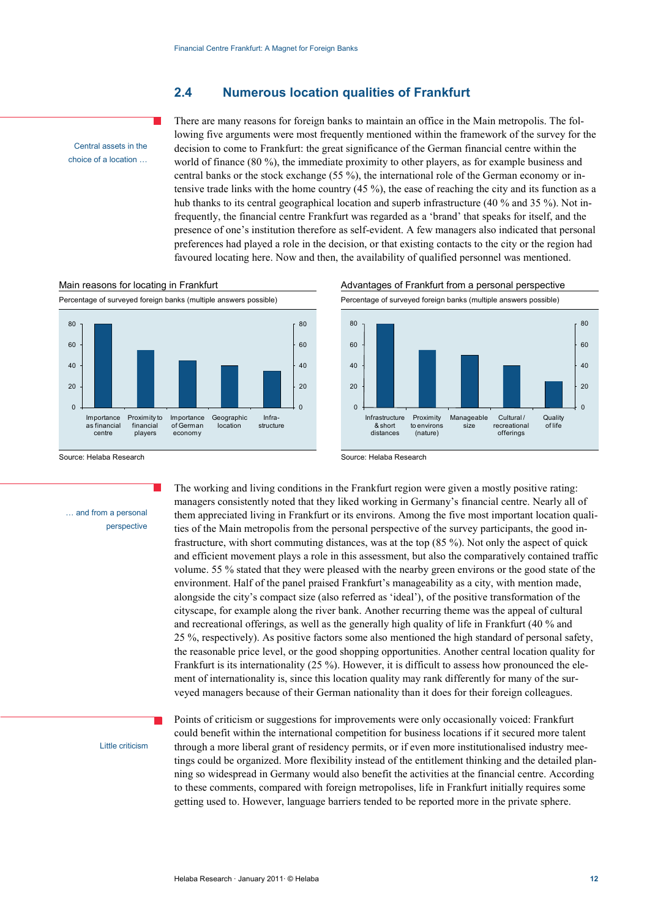## 2.4 Numerous location qualities of Frankfurt

Central assets in the choice of a location …

There are many reasons for foreign banks to maintain an office in the Main metropolis. The following five arguments were most frequently mentioned within the framework of the survey for the decision to come to Frankfurt: the great significance of the German financial centre within the world of finance (80 %), the immediate proximity to other players, as for example business and central banks or the stock exchange (55 %), the international role of the German economy or intensive trade links with the home country (45 %), the ease of reaching the city and its function as a hub thanks to its central geographical location and superb infrastructure (40 % and 35 %). Not infrequently, the financial centre Frankfurt was regarded as a 'brand' that speaks for itself, and the presence of one's institution therefore as self-evident. A few managers also indicated that personal preferences had played a role in the decision, or that existing contacts to the city or the region had favoured locating here. Now and then, the availability of qualified personnel was mentioned.

**Main reasons for locating in Frankfurt**

Percentage of surveyed foreign banks (multiple answers possible)

| Reason | % |
|---|---|
| Importance as financial centre | 80 |
| Proximity to financial players | 55 |
| Importance of German economy | 45 |
| Geographic location | 40 |
| Infra-structure | 35 |

Source: Helaba Research

**Advantages of Frankfurt from a personal perspective**

Percentage of surveyed foreign banks (multiple answers possible)

| Advantage | % |
|---|---|
| Infrastructure & short distances | 80 |
| Proximity to environs (nature) | 55 |
| Manageable size | 50 |
| Cultural / recreational offerings | 40 |
| Quality of life | 25 |

Source: Helaba Research

… and from a personal perspective

The working and living conditions in the Frankfurt region were given a mostly positive rating: managers consistently noted that they liked working in Germany's financial centre. Nearly all of them appreciated living in Frankfurt or its environs. Among the five most important location qualities of the Main metropolis from the personal perspective of the survey participants, the good infrastructure, with short commuting distances, was at the top (85 %). Not only the aspect of quick and efficient movement plays a role in this assessment, but also the comparatively contained traffic volume. 55 % stated that they were pleased with the nearby green environs or the good state of the environment. Half of the panel praised Frankfurt's manageability as a city, with mention made, alongside the city's compact size (also referred as 'ideal'), of the positive transformation of the cityscape, for example along the river bank. Another recurring theme was the appeal of cultural and recreational offerings, as well as the generally high quality of life in Frankfurt (40 % and 25 %, respectively). As positive factors some also mentioned the high standard of personal safety, the reasonable price level, or the good shopping opportunities. Another central location quality for Frankfurt is its internationality (25 %). However, it is difficult to assess how pronounced the element of internationality is, since this location quality may rank differently for many of the surveyed managers because of their German nationality than it does for their foreign colleagues.

Little criticism

Points of criticism or suggestions for improvements were only occasionally voiced: Frankfurt could benefit within the international competition for business locations if it secured more talent through a more liberal grant of residency permits, or if even more institutionalised industry meetings could be organized. More flexibility instead of the entitlement thinking and the detailed planning so widespread in Germany would also benefit the activities at the financial centre. According to these comments, compared with foreign metropolises, life in Frankfurt initially requires some getting used to. However, language barriers tended to be reported more in the private sphere.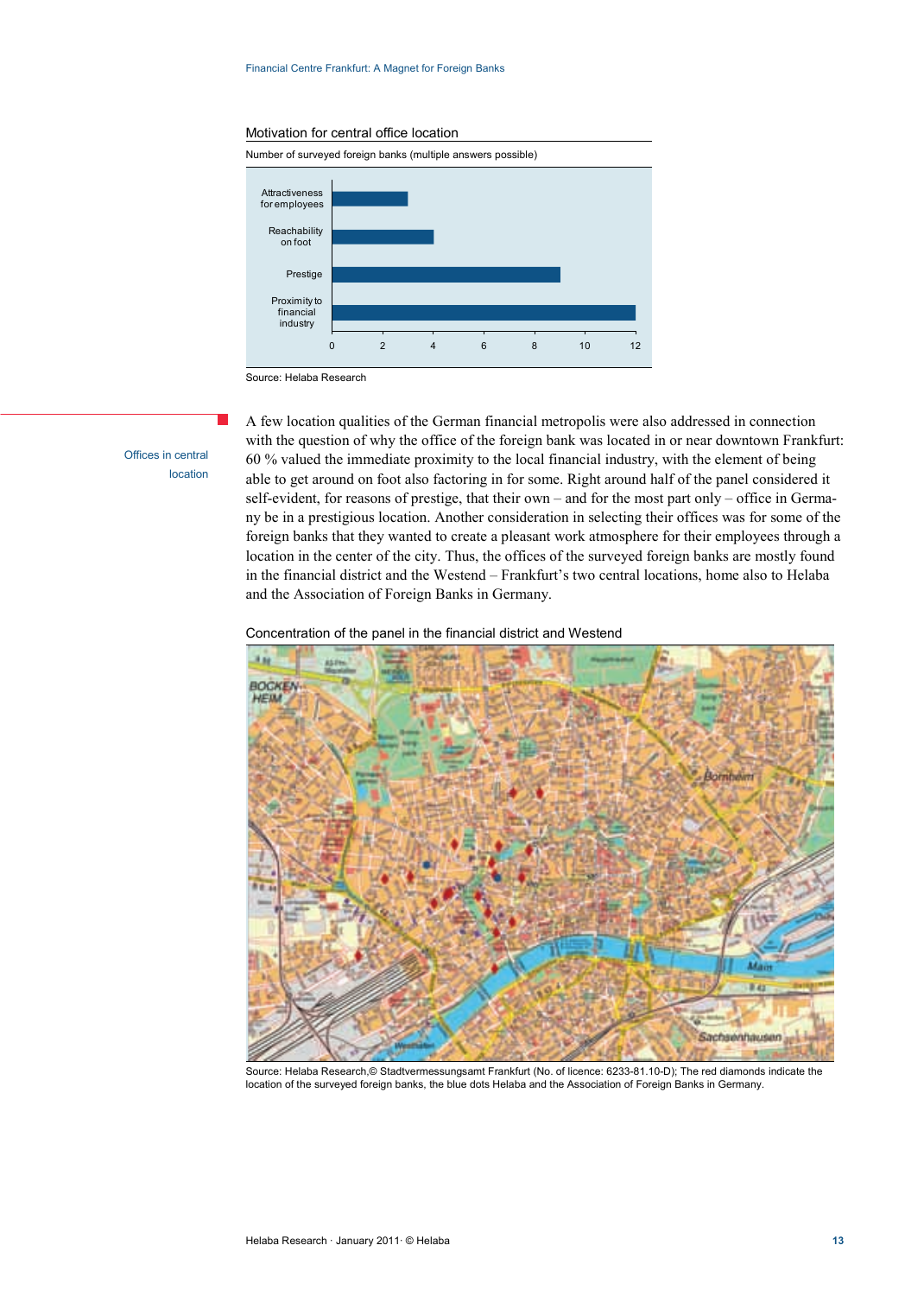Motivation for central office location

Number of surveyed foreign banks (multiple answers possible)

Source: Helaba Research

Offices in central location

A few location qualities of the German financial metropolis were also addressed in connection with the question of why the office of the foreign bank was located in or near downtown Frankfurt: 60 % valued the immediate proximity to the local financial industry, with the element of being able to get around on foot also factoring in for some. Right around half of the panel considered it self-evident, for reasons of prestige, that their own – and for the most part only – office in Germany be in a prestigious location. Another consideration in selecting their offices was for some of the foreign banks that they wanted to create a pleasant work atmosphere for their employees through a location in the center of the city. Thus, the offices of the surveyed foreign banks are mostly found in the financial district and the Westend – Frankfurt's two central locations, home also to Helaba and the Association of Foreign Banks in Germany.

Concentration of the panel in the financial district and Westend

Source: Helaba Research,© Stadtvermessungsamt Frankfurt (No. of licence: 6233-81.10-D); The red diamonds indicate the location of the surveyed foreign banks, the blue dots Helaba and the Association of Foreign Banks in Germany.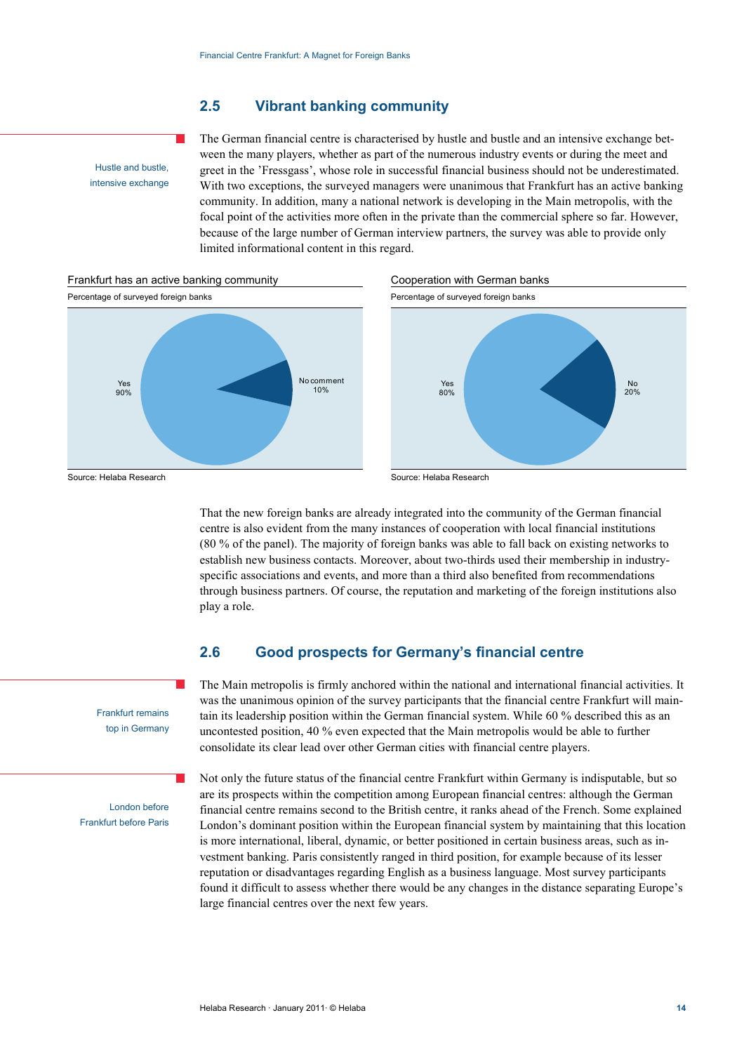## 2.5 Vibrant banking community

Hustle and bustle, intensive exchange

The German financial centre is characterised by hustle and bustle and an intensive exchange between the many players, whether as part of the numerous industry events or during the meet and greet in the 'Fressgass', whose role in successful financial business should not be underestimated. With two exceptions, the surveyed managers were unanimous that Frankfurt has an active banking community. In addition, many a national network is developing in the Main metropolis, with the focal point of the activities more often in the private than the commercial sphere so far. However, because of the large number of German interview partners, the survey was able to provide only limited informational content in this regard.

Frankfurt has an active banking community

Percentage of surveyed foreign banks

| Response | Share |
|---|---|
| Yes | 90% |
| No comment | 10% |

Source: Helaba Research

Cooperation with German banks

Percentage of surveyed foreign banks

| Response | Share |
|---|---|
| Yes | 80% |
| No | 20% |

Source: Helaba Research

That the new foreign banks are already integrated into the community of the German financial centre is also evident from the many instances of cooperation with local financial institutions (80 % of the panel). The majority of foreign banks was able to fall back on existing networks to establish new business contacts. Moreover, about two-thirds used their membership in industry-specific associations and events, and more than a third also benefited from recommendations through business partners. Of course, the reputation and marketing of the foreign institutions also play a role.

## 2.6 Good prospects for Germany's financial centre

Frankfurt remains top in Germany

The Main metropolis is firmly anchored within the national and international financial activities. It was the unanimous opinion of the survey participants that the financial centre Frankfurt will maintain its leadership position within the German financial system. While 60 % described this as an uncontested position, 40 % even expected that the Main metropolis would be able to further consolidate its clear lead over other German cities with financial centre players.

London before Frankfurt before Paris

Not only the future status of the financial centre Frankfurt within Germany is indisputable, but so are its prospects within the competition among European financial centres: although the German financial centre remains second to the British centre, it ranks ahead of the French. Some explained London's dominant position within the European financial system by maintaining that this location is more international, liberal, dynamic, or better positioned in certain business areas, such as investment banking. Paris consistently ranged in third position, for example because of its lesser reputation or disadvantages regarding English as a business language. Most survey participants found it difficult to assess whether there would be any changes in the distance separating Europe's large financial centres over the next few years.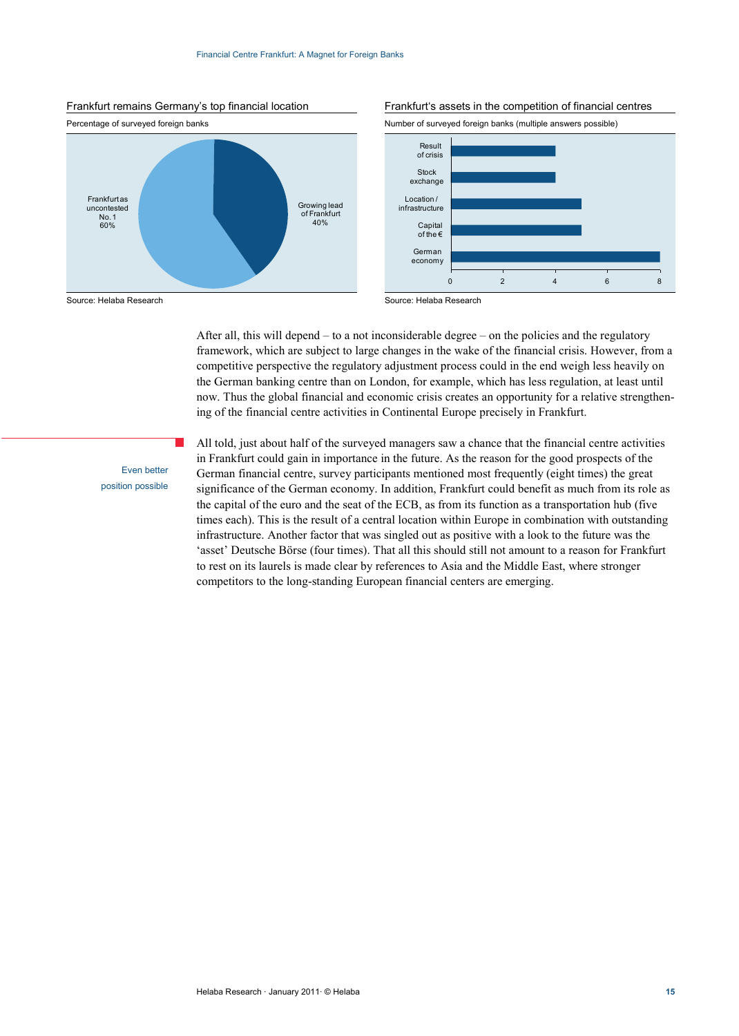### Frankfurt remains Germany's top financial location

Percentage of surveyed foreign banks

| Category | Percentage |
| --- | --- |
| Frankfurt as uncontested No. 1 | 60% |
| Growing lead of Frankfurt | 40% |

Source: Helaba Research

### Frankfurt's assets in the competition of financial centres

Number of surveyed foreign banks (multiple answers possible)

| Asset | Number |
| --- | --- |
| Result of crisis | 4 |
| Stock exchange | 4 |
| Location / infrastructure | 5 |
| Capital of the € | 5 |
| German economy | 8 |

Source: Helaba Research

After all, this will depend – to a not inconsiderable degree – on the policies and the regulatory framework, which are subject to large changes in the wake of the financial crisis. However, from a competitive perspective the regulatory adjustment process could in the end weigh less heavily on the German banking centre than on London, for example, which has less regulation, at least until now. Thus the global financial and economic crisis creates an opportunity for a relative strengthening of the financial centre activities in Continental Europe precisely in Frankfurt.

**Even better position possible**

All told, just about half of the surveyed managers saw a chance that the financial centre activities in Frankfurt could gain in importance in the future. As the reason for the good prospects of the German financial centre, survey participants mentioned most frequently (eight times) the great significance of the German economy. In addition, Frankfurt could benefit as much from its role as the capital of the euro and the seat of the ECB, as from its function as a transportation hub (five times each). This is the result of a central location within Europe in combination with outstanding infrastructure. Another factor that was singled out as positive with a look to the future was the 'asset' Deutsche Börse (four times). That all this should still not amount to a reason for Frankfurt to rest on its laurels is made clear by references to Asia and the Middle East, where stronger competitors to the long-standing European financial centers are emerging.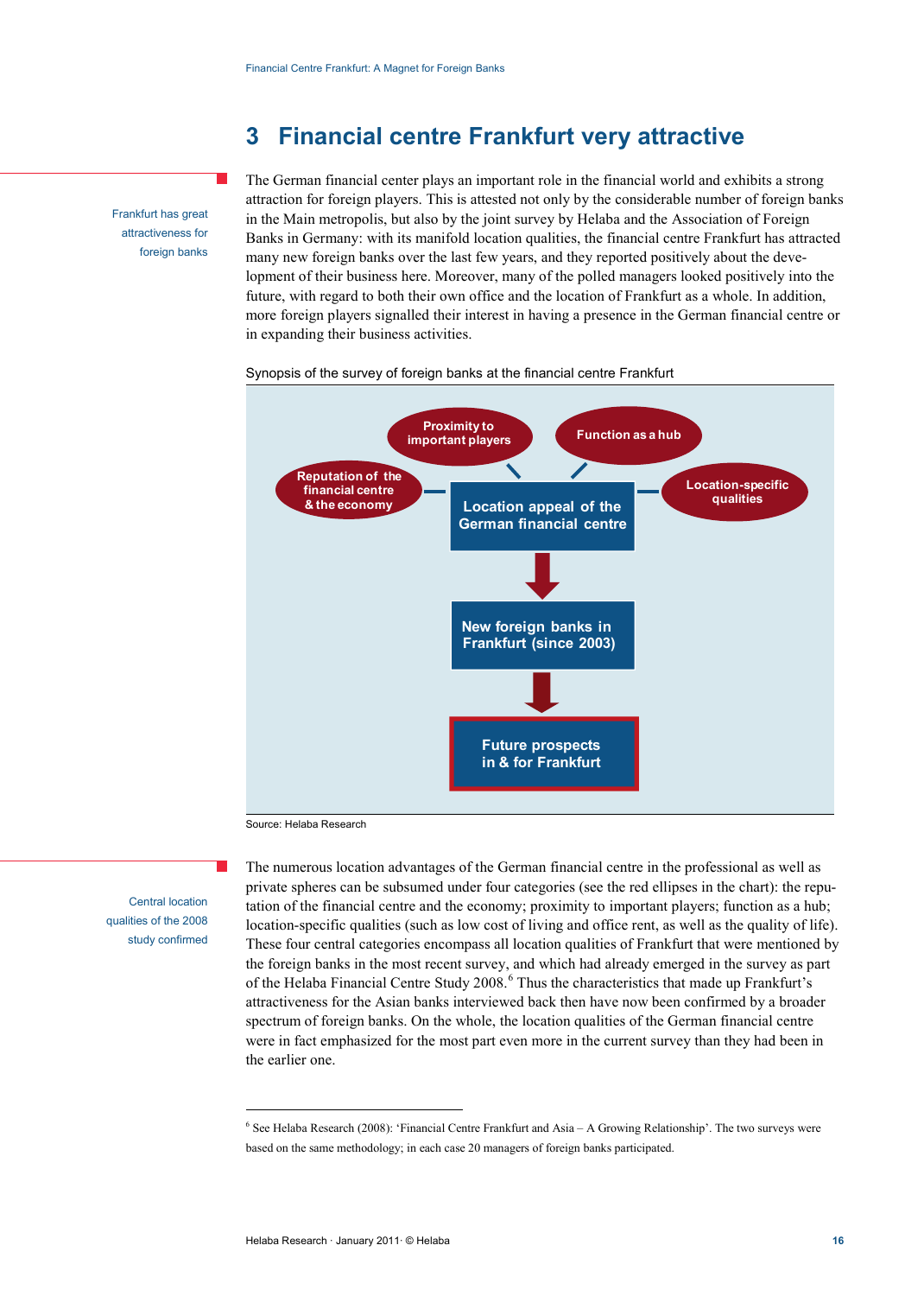# 3 Financial centre Frankfurt very attractive

Frankfurt has great attractiveness for foreign banks

The German financial center plays an important role in the financial world and exhibits a strong attraction for foreign players. This is attested not only by the considerable number of foreign banks in the Main metropolis, but also by the joint survey by Helaba and the Association of Foreign Banks in Germany: with its manifold location qualities, the financial centre Frankfurt has attracted many new foreign banks over the last few years, and they reported positively about the development of their business here. Moreover, many of the polled managers looked positively into the future, with regard to both their own office and the location of Frankfurt as a whole. In addition, more foreign players signalled their interest in having a presence in the German financial centre or in expanding their business activities.

Synopsis of the survey of foreign banks at the financial centre Frankfurt

Reputation of the financial centre & the economy | Proximity to important players | Function as a hub | Location-specific qualities

Location appeal of the German financial centre

↓

New foreign banks in Frankfurt (since 2003)

↓

Future prospects in & for Frankfurt

Source: Helaba Research

Central location qualities of the 2008 study confirmed

The numerous location advantages of the German financial centre in the professional as well as private spheres can be subsumed under four categories (see the red ellipses in the chart): the reputation of the financial centre and the economy; proximity to important players; function as a hub; location-specific qualities (such as low cost of living and office rent, as well as the quality of life). These four central categories encompass all location qualities of Frankfurt that were mentioned by the foreign banks in the most recent survey, and which had already emerged in the survey as part of the Helaba Financial Centre Study 2008.[6] Thus the characteristics that made up Frankfurt's attractiveness for the Asian banks interviewed back then have now been confirmed by a broader spectrum of foreign banks. On the whole, the location qualities of the German financial centre were in fact emphasized for the most part even more in the current survey than they had been in the earlier one.

---

[6] See Helaba Research (2008): 'Financial Centre Frankfurt and Asia – A Growing Relationship'. The two surveys were based on the same methodology; in each case 20 managers of foreign banks participated.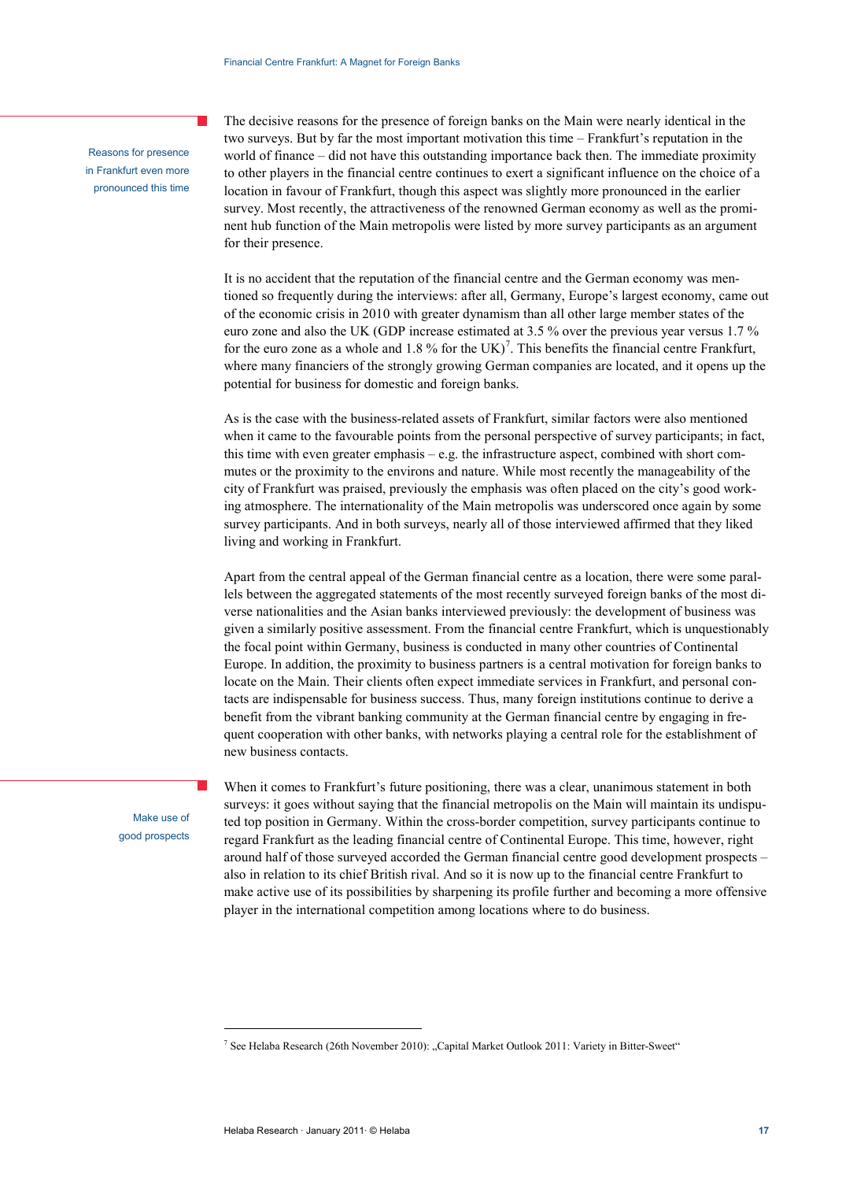Reasons for presence in Frankfurt even more pronounced this time

The decisive reasons for the presence of foreign banks on the Main were nearly identical in the two surveys. But by far the most important motivation this time – Frankfurt's reputation in the world of finance – did not have this outstanding importance back then. The immediate proximity to other players in the financial centre continues to exert a significant influence on the choice of a location in favour of Frankfurt, though this aspect was slightly more pronounced in the earlier survey. Most recently, the attractiveness of the renowned German economy as well as the prominent hub function of the Main metropolis were listed by more survey participants as an argument for their presence.

It is no accident that the reputation of the financial centre and the German economy was mentioned so frequently during the interviews: after all, Germany, Europe's largest economy, came out of the economic crisis in 2010 with greater dynamism than all other large member states of the euro zone and also the UK (GDP increase estimated at 3.5 % over the previous year versus 1.7 % for the euro zone as a whole and 1.8 % for the UK)[7]. This benefits the financial centre Frankfurt, where many financiers of the strongly growing German companies are located, and it opens up the potential for business for domestic and foreign banks.

As is the case with the business-related assets of Frankfurt, similar factors were also mentioned when it came to the favourable points from the personal perspective of survey participants; in fact, this time with even greater emphasis – e.g. the infrastructure aspect, combined with short commutes or the proximity to the environs and nature. While most recently the manageability of the city of Frankfurt was praised, previously the emphasis was often placed on the city's good working atmosphere. The internationality of the Main metropolis was underscored once again by some survey participants. And in both surveys, nearly all of those interviewed affirmed that they liked living and working in Frankfurt.

Apart from the central appeal of the German financial centre as a location, there were some parallels between the aggregated statements of the most recently surveyed foreign banks of the most diverse nationalities and the Asian banks interviewed previously: the development of business was given a similarly positive assessment. From the financial centre Frankfurt, which is unquestionably the focal point within Germany, business is conducted in many other countries of Continental Europe. In addition, the proximity to business partners is a central motivation for foreign banks to locate on the Main. Their clients often expect immediate services in Frankfurt, and personal contacts are indispensable for business success. Thus, many foreign institutions continue to derive a benefit from the vibrant banking community at the German financial centre by engaging in frequent cooperation with other banks, with networks playing a central role for the establishment of new business contacts.

Make use of good prospects

When it comes to Frankfurt's future positioning, there was a clear, unanimous statement in both surveys: it goes without saying that the financial metropolis on the Main will maintain its undisputed top position in Germany. Within the cross-border competition, survey participants continue to regard Frankfurt as the leading financial centre of Continental Europe. This time, however, right around half of those surveyed accorded the German financial centre good development prospects – also in relation to its chief British rival. And so it is now up to the financial centre Frankfurt to make active use of its possibilities by sharpening its profile further and becoming a more offensive player in the international competition among locations where to do business.

---

[7] See Helaba Research (26th November 2010): „Capital Market Outlook 2011: Variety in Bitter-Sweet"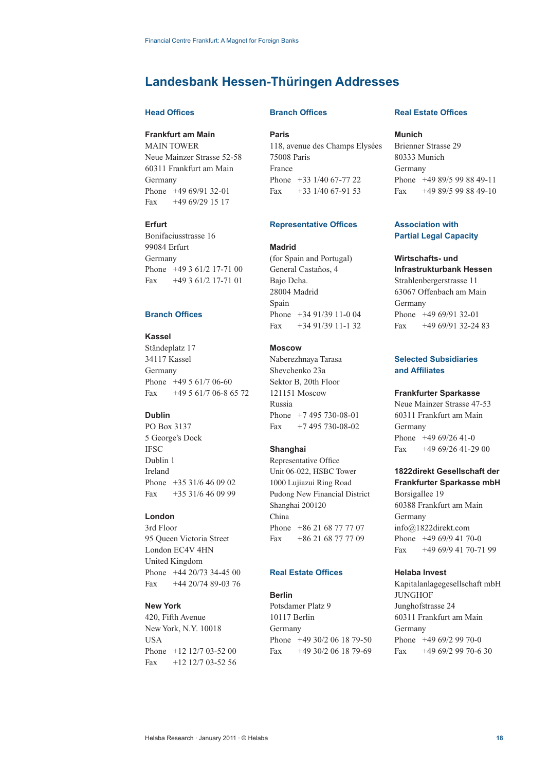# Landesbank Hessen-Thüringen Addresses

## Head Offices

**Frankfurt am Main**
MAIN TOWER
Neue Mainzer Strasse 52-58
60311 Frankfurt am Main
Germany
Phone +49 69/91 32-01
Fax +49 69/29 15 17

**Erfurt**
Bonifaciusstrasse 16
99084 Erfurt
Germany
Phone +49 3 61/2 17-71 00
Fax +49 3 61/2 17-71 01

## Branch Offices

**Kassel**
Ständeplatz 17
34117 Kassel
Germany
Phone +49 5 61/7 06-60
Fax +49 5 61/7 06-8 65 72

**Dublin**
PO Box 3137
5 George's Dock
IFSC
Dublin 1
Ireland
Phone +35 31/6 46 09 02
Fax +35 31/6 46 09 99

**London**
3rd Floor
95 Queen Victoria Street
London EC4V 4HN
United Kingdom
Phone +44 20/73 34-45 00
Fax +44 20/74 89-03 76

**New York**
420, Fifth Avenue
New York, N.Y. 10018
USA
Phone +12 12/7 03-52 00
Fax +12 12/7 03-52 56

## Branch Offices

**Paris**
118, avenue des Champs Elysées
75008 Paris
France
Phone +33 1/40 67-77 22
Fax +33 1/40 67-91 53

## Representative Offices

**Madrid**
(for Spain and Portugal)
General Castaños, 4
Bajo Dcha.
28004 Madrid
Spain
Phone +34 91/39 11-0 04
Fax +34 91/39 11-1 32

**Moscow**
Naberezhnaya Tarasa
Shevchenko 23a
Sektor B, 20th Floor
121151 Moscow
Russia
Phone +7 495 730-08-01
Fax +7 495 730-08-02

**Shanghai**
Representative Office
Unit 06-022, HSBC Tower
1000 Lujiazui Ring Road
Pudong New Financial District
Shanghai 200120
China
Phone +86 21 68 77 77 07
Fax +86 21 68 77 77 09

## Real Estate Offices

**Berlin**
Potsdamer Platz 9
10117 Berlin
Germany
Phone +49 30/2 06 18 79-50
Fax +49 30/2 06 18 79-69

## Real Estate Offices

**Munich**
Brienner Strasse 29
80333 Munich
Germany
Phone +49 89/5 99 88 49-11
Fax +49 89/5 99 88 49-10

## Association with Partial Legal Capacity

**Wirtschafts- und Infrastrukturbank Hessen**
Strahlenbergerstrasse 11
63067 Offenbach am Main
Germany
Phone +49 69/91 32-01
Fax +49 69/91 32-24 83

## Selected Subsidiaries and Affiliates

**Frankfurter Sparkasse**
Neue Mainzer Strasse 47-53
60311 Frankfurt am Main
Germany
Phone +49 69/26 41-0
Fax +49 69/26 41-29 00

**1822direkt Gesellschaft der Frankfurter Sparkasse mbH**
Borsigallee 19
60388 Frankfurt am Main
Germany
info@1822direkt.com
Phone +49 69/9 41 70-0
Fax +49 69/9 41 70-71 99

**Helaba Invest**
Kapitalanlagegesellschaft mbH
JUNGHOF
Junghofstrasse 24
60311 Frankfurt am Main
Germany
Phone +49 69/2 99 70-0
Fax +49 69/2 99 70-6 30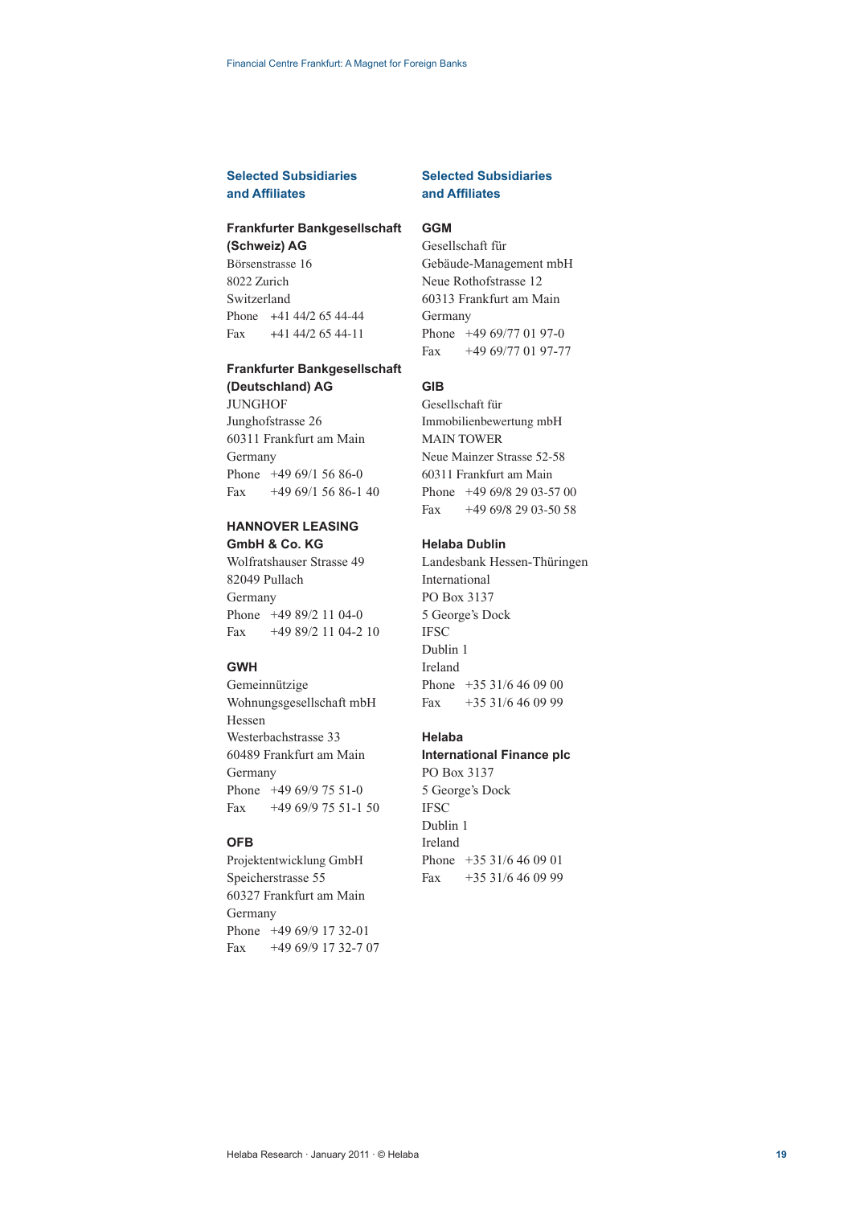## Selected Subsidiaries and Affiliates

**Frankfurter Bankgesellschaft (Schweiz) AG**
Börsenstrasse 16
8022 Zurich
Switzerland
Phone +41 44/2 65 44-44
Fax +41 44/2 65 44-11

**Frankfurter Bankgesellschaft (Deutschland) AG**
JUNGHOF
Junghofstrasse 26
60311 Frankfurt am Main
Germany
Phone +49 69/1 56 86-0
Fax +49 69/1 56 86-1 40

**HANNOVER LEASING GmbH & Co. KG**
Wolfratshauser Strasse 49
82049 Pullach
Germany
Phone +49 89/2 11 04-0
Fax +49 89/2 11 04-2 10

**GWH**
Gemeinnützige
Wohnungsgesellschaft mbH
Hessen
Westerbachstrasse 33
60489 Frankfurt am Main
Germany
Phone +49 69/9 75 51-0
Fax +49 69/9 75 51-1 50

**OFB**
Projektentwicklung GmbH
Speicherstrasse 55
60327 Frankfurt am Main
Germany
Phone +49 69/9 17 32-01
Fax +49 69/9 17 32-7 07

## Selected Subsidiaries and Affiliates

**GGM**
Gesellschaft für
Gebäude-Management mbH
Neue Rothofstrasse 12
60313 Frankfurt am Main
Germany
Phone +49 69/77 01 97-0
Fax +49 69/77 01 97-77

**GIB**
Gesellschaft für
Immobilienbewertung mbH
MAIN TOWER
Neue Mainzer Strasse 52-58
60311 Frankfurt am Main
Phone +49 69/8 29 03-57 00
Fax +49 69/8 29 03-50 58

**Helaba Dublin**
Landesbank Hessen-Thüringen
International
PO Box 3137
5 George's Dock
IFSC
Dublin 1
Ireland
Phone +35 31/6 46 09 00
Fax +35 31/6 46 09 99

**Helaba International Finance plc**
PO Box 3137
5 George's Dock
IFSC
Dublin 1
Ireland
Phone +35 31/6 46 09 01
Fax +35 31/6 46 09 99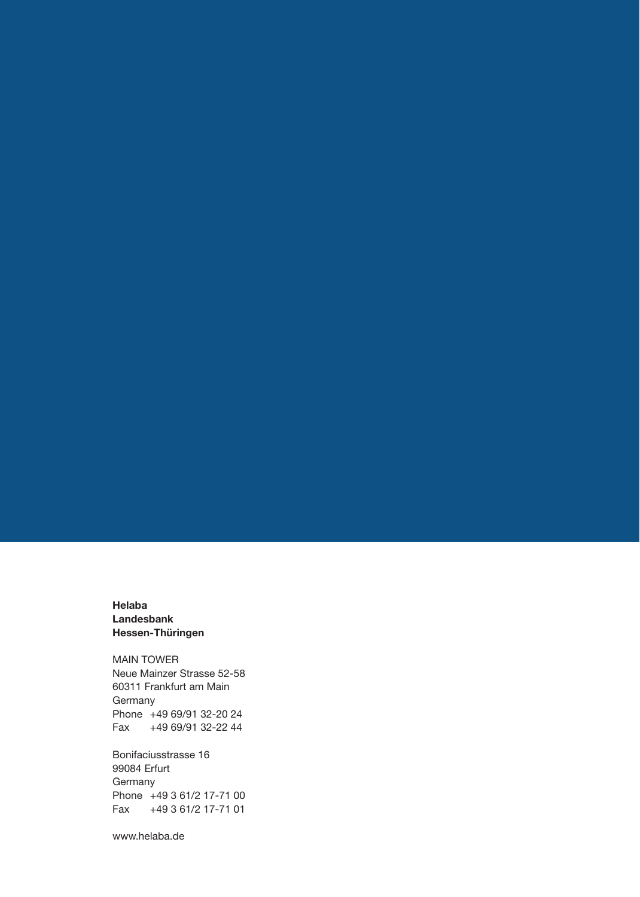**Helaba**
**Landesbank**
**Hessen-Thüringen**

MAIN TOWER
Neue Mainzer Strasse 52-58
60311 Frankfurt am Main
Germany
Phone +49 69/91 32-20 24
Fax +49 69/91 32-22 44

Bonifaciusstrasse 16
99084 Erfurt
Germany
Phone +49 3 61/2 17-71 00
Fax +49 3 61/2 17-71 01

www.helaba.de